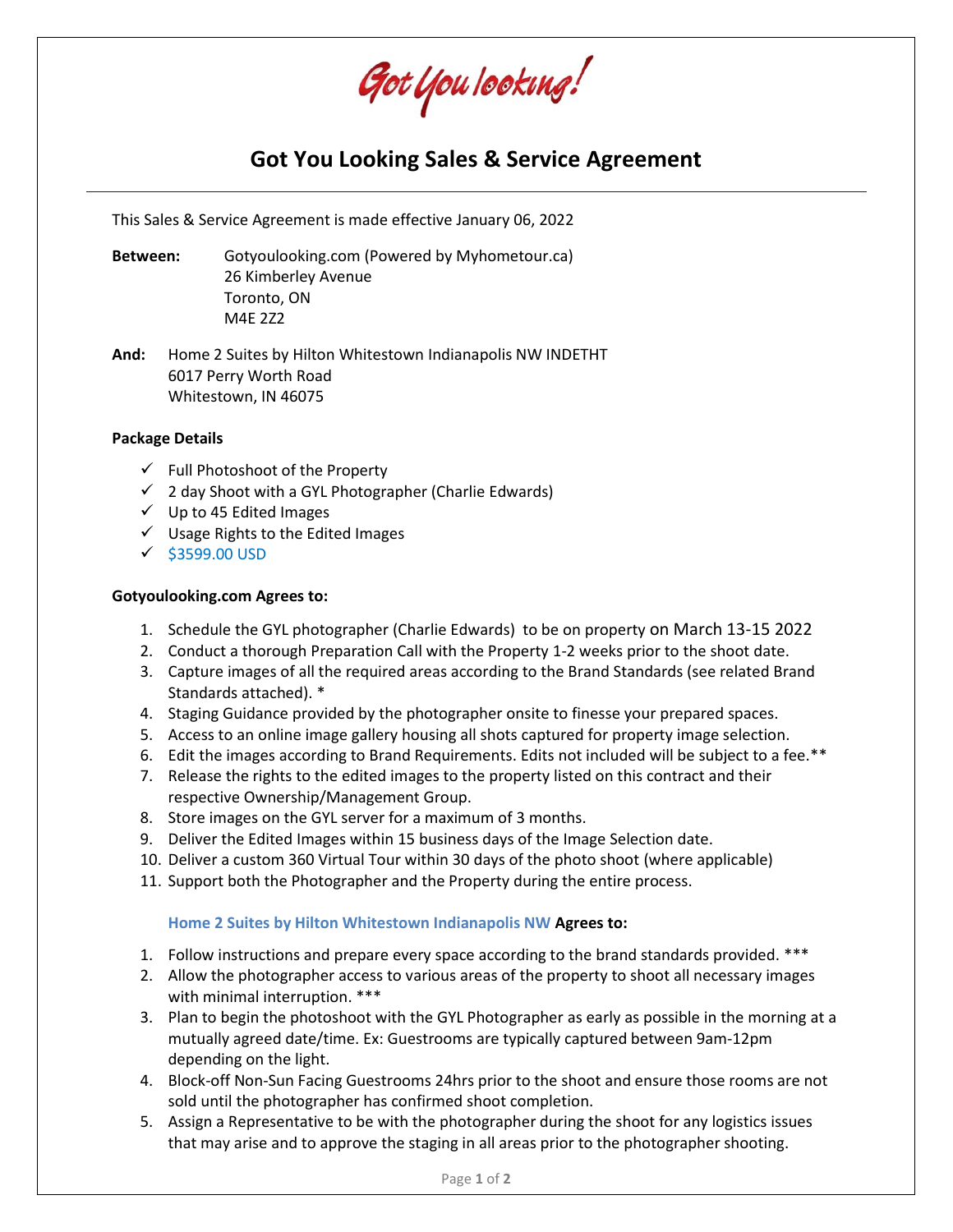Got You looking!

# Got You Looking Sales & Service Agreement

This Sales & Service Agreement is made effective January 06, 2022

**Between:** Gotyoulooking.com (Powered by Myhometour.ca)
26 Kimberley Avenue
Toronto, ON
M4E 2Z2

**And:** Home 2 Suites by Hilton Whitestown Indianapolis NW INDETHT
6017 Perry Worth Road
Whitestown, IN 46075

**Package Details**

- ✓ Full Photoshoot of the Property
- ✓ 2 day Shoot with a GYL Photographer (Charlie Edwards)
- ✓ Up to 45 Edited Images
- ✓ Usage Rights to the Edited Images
- ✓ $3599.00 USD

**Gotyoulooking.com Agrees to:**

1. Schedule the GYL photographer (Charlie Edwards) to be on property on March 13-15 2022
2. Conduct a thorough Preparation Call with the Property 1-2 weeks prior to the shoot date.
3. Capture images of all the required areas according to the Brand Standards (see related Brand Standards attached). *
4. Staging Guidance provided by the photographer onsite to finesse your prepared spaces.
5. Access to an online image gallery housing all shots captured for property image selection.
6. Edit the images according to Brand Requirements. Edits not included will be subject to a fee.**
7. Release the rights to the edited images to the property listed on this contract and their respective Ownership/Management Group.
8. Store images on the GYL server for a maximum of 3 months.
9. Deliver the Edited Images within 15 business days of the Image Selection date.
10. Deliver a custom 360 Virtual Tour within 30 days of the photo shoot (where applicable)
11. Support both the Photographer and the Property during the entire process.

**Home 2 Suites by Hilton Whitestown Indianapolis NW Agrees to:**

1. Follow instructions and prepare every space according to the brand standards provided. ***
2. Allow the photographer access to various areas of the property to shoot all necessary images with minimal interruption. ***
3. Plan to begin the photoshoot with the GYL Photographer as early as possible in the morning at a mutually agreed date/time. Ex: Guestrooms are typically captured between 9am-12pm depending on the light.
4. Block-off Non-Sun Facing Guestrooms 24hrs prior to the shoot and ensure those rooms are not sold until the photographer has confirmed shoot completion.
5. Assign a Representative to be with the photographer during the shoot for any logistics issues that may arise and to approve the staging in all areas prior to the photographer shooting.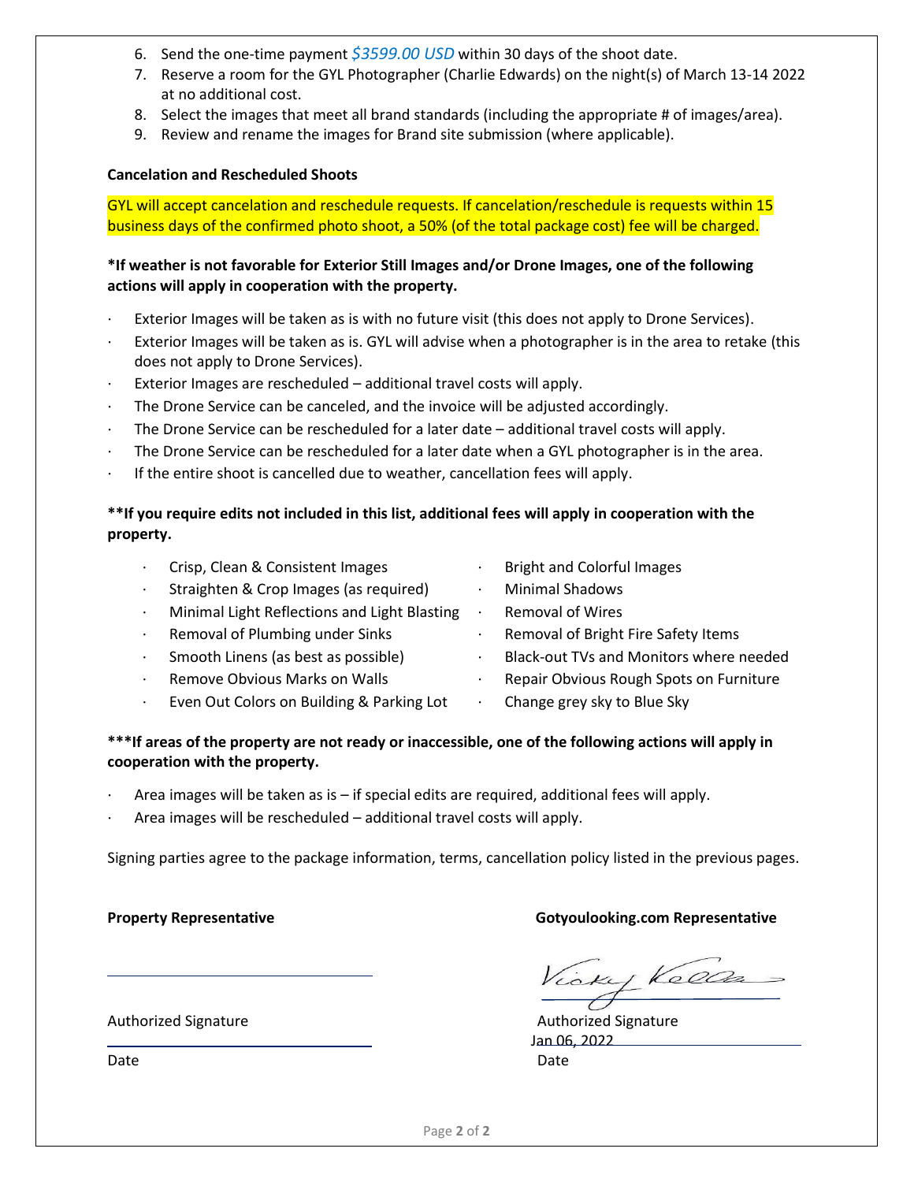6. Send the one-time payment *$3599.00 USD* within 30 days of the shoot date.
7. Reserve a room for the GYL Photographer (Charlie Edwards) on the night(s) of March 13-14 2022 at no additional cost.
8. Select the images that meet all brand standards (including the appropriate # of images/area).
9. Review and rename the images for Brand site submission (where applicable).

**Cancelation and Rescheduled Shoots**

GYL will accept cancelation and reschedule requests. If cancelation/reschedule is requests within 15 business days of the confirmed photo shoot, a 50% (of the total package cost) fee will be charged.

**\*If weather is not favorable for Exterior Still Images and/or Drone Images, one of the following actions will apply in cooperation with the property.**

- Exterior Images will be taken as is with no future visit (this does not apply to Drone Services).
- Exterior Images will be taken as is. GYL will advise when a photographer is in the area to retake (this does not apply to Drone Services).
- Exterior Images are rescheduled – additional travel costs will apply.
- The Drone Service can be canceled, and the invoice will be adjusted accordingly.
- The Drone Service can be rescheduled for a later date – additional travel costs will apply.
- The Drone Service can be rescheduled for a later date when a GYL photographer is in the area.
- If the entire shoot is cancelled due to weather, cancellation fees will apply.

**\*\*If you require edits not included in this list, additional fees will apply in cooperation with the property.**

- Crisp, Clean & Consistent Images
- Straighten & Crop Images (as required)
- Minimal Light Reflections and Light Blasting
- Removal of Plumbing under Sinks
- Smooth Linens (as best as possible)
- Remove Obvious Marks on Walls
- Even Out Colors on Building & Parking Lot
- Bright and Colorful Images
- Minimal Shadows
- Removal of Wires
- Removal of Bright Fire Safety Items
- Black-out TVs and Monitors where needed
- Repair Obvious Rough Spots on Furniture
- Change grey sky to Blue Sky

**\*\*\*If areas of the property are not ready or inaccessible, one of the following actions will apply in cooperation with the property.**

- Area images will be taken as is – if special edits are required, additional fees will apply.
- Area images will be rescheduled – additional travel costs will apply.

Signing parties agree to the package information, terms, cancellation policy listed in the previous pages.

**Property Representative**

Authorized Signature

Date

**Gotyoulooking.com Representative**

Vicky Kellar

Authorized Signature

Jan 06, 2022

Date